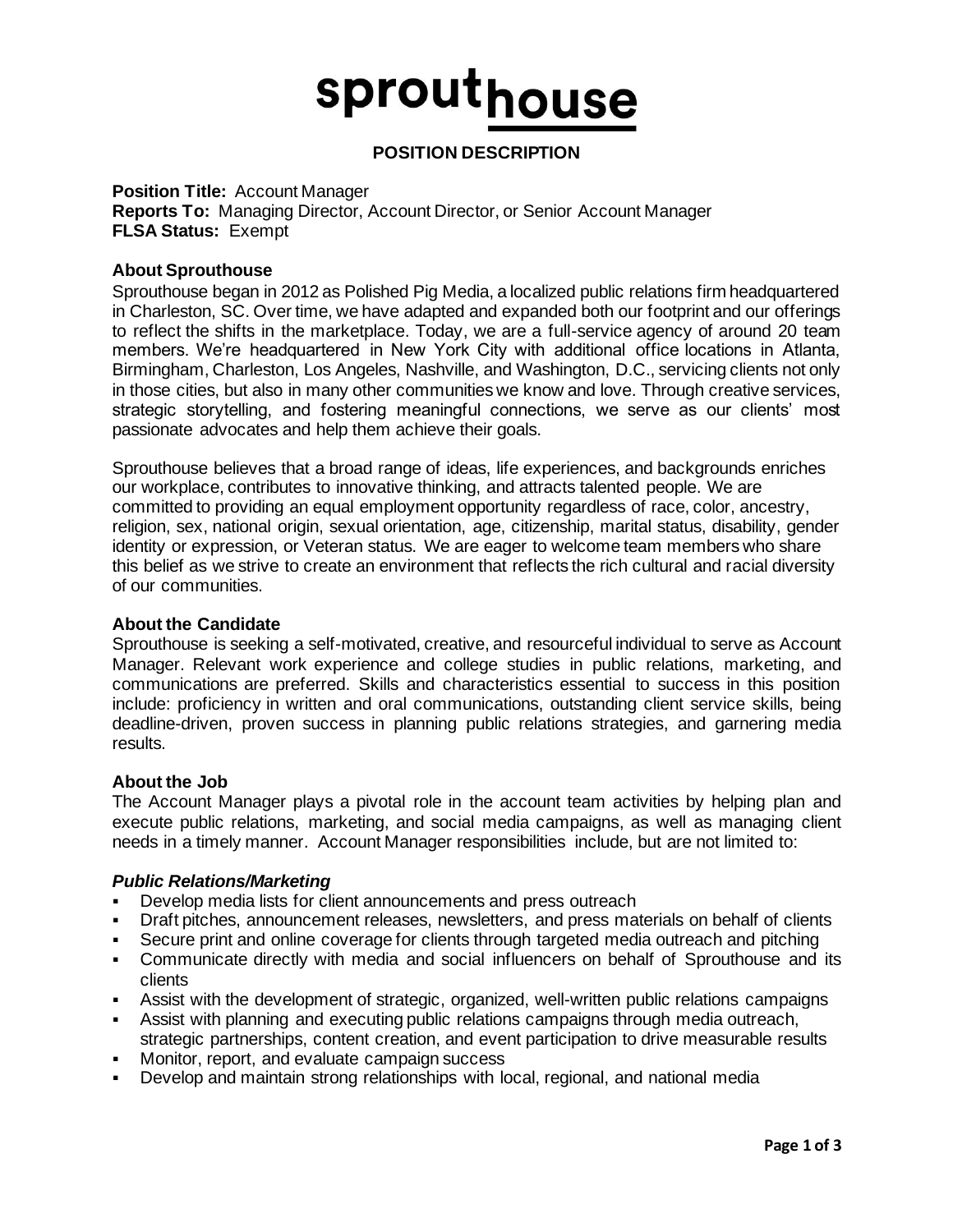# sprouthouse

**POSITION DESCRIPTION**

**Position Title:** Account Manager
**Reports To:** Managing Director, Account Director, or Senior Account Manager
**FLSA Status:** Exempt

### About Sprouthouse

Sprouthouse began in 2012 as Polished Pig Media, a localized public relations firm headquartered in Charleston, SC. Over time, we have adapted and expanded both our footprint and our offerings to reflect the shifts in the marketplace. Today, we are a full-service agency of around 20 team members. We're headquartered in New York City with additional office locations in Atlanta, Birmingham, Charleston, Los Angeles, Nashville, and Washington, D.C., servicing clients not only in those cities, but also in many other communities we know and love. Through creative services, strategic storytelling, and fostering meaningful connections, we serve as our clients' most passionate advocates and help them achieve their goals.

Sprouthouse believes that a broad range of ideas, life experiences, and backgrounds enriches our workplace, contributes to innovative thinking, and attracts talented people. We are committed to providing an equal employment opportunity regardless of race, color, ancestry, religion, sex, national origin, sexual orientation, age, citizenship, marital status, disability, gender identity or expression, or Veteran status. We are eager to welcome team members who share this belief as we strive to create an environment that reflects the rich cultural and racial diversity of our communities.

### About the Candidate

Sprouthouse is seeking a self-motivated, creative, and resourceful individual to serve as Account Manager. Relevant work experience and college studies in public relations, marketing, and communications are preferred. Skills and characteristics essential to success in this position include: proficiency in written and oral communications, outstanding client service skills, being deadline-driven, proven success in planning public relations strategies, and garnering media results.

### About the Job

The Account Manager plays a pivotal role in the account team activities by helping plan and execute public relations, marketing, and social media campaigns, as well as managing client needs in a timely manner. Account Manager responsibilities include, but are not limited to:

#### *Public Relations/Marketing*

- Develop media lists for client announcements and press outreach
- Draft pitches, announcement releases, newsletters, and press materials on behalf of clients
- Secure print and online coverage for clients through targeted media outreach and pitching
- Communicate directly with media and social influencers on behalf of Sprouthouse and its clients
- Assist with the development of strategic, organized, well-written public relations campaigns
- Assist with planning and executing public relations campaigns through media outreach, strategic partnerships, content creation, and event participation to drive measurable results
- Monitor, report, and evaluate campaign success
- Develop and maintain strong relationships with local, regional, and national media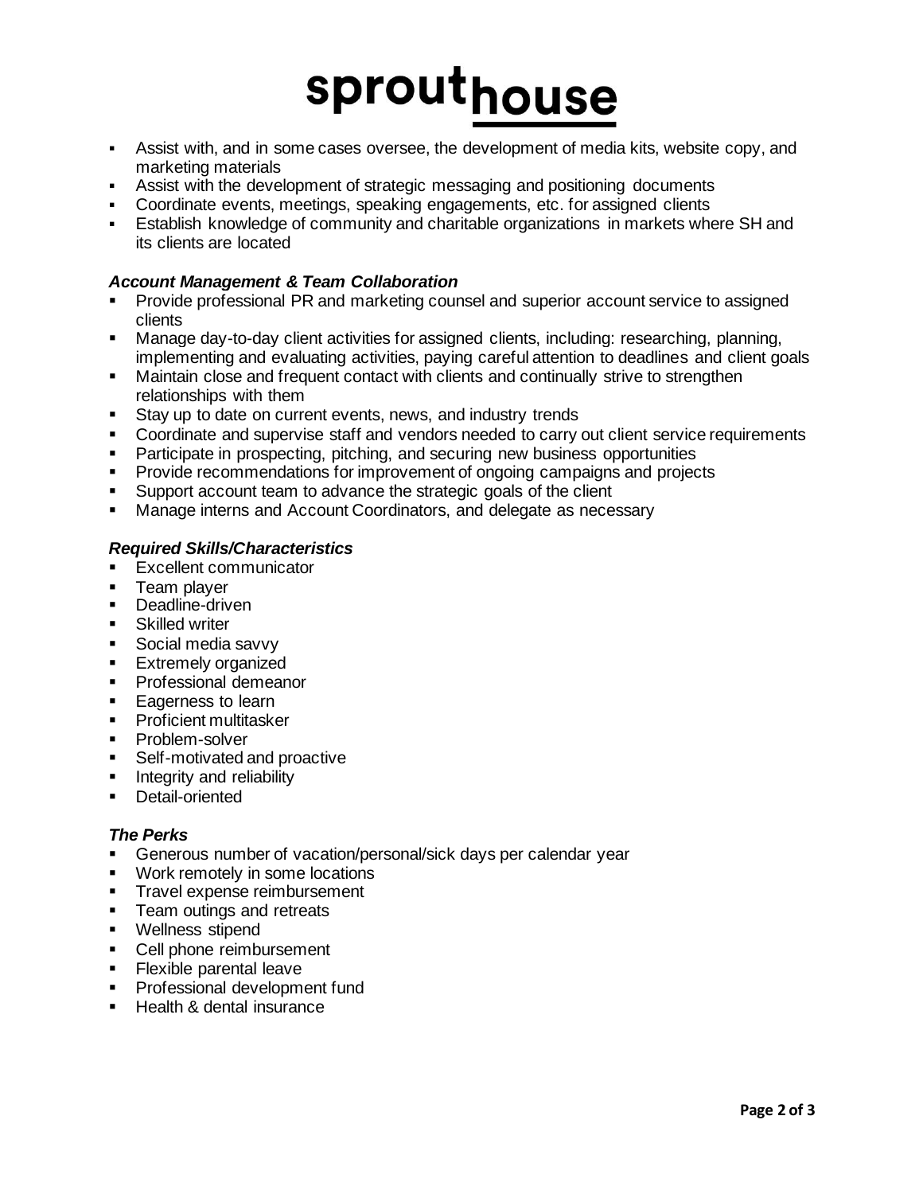- Assist with, and in some cases oversee, the development of media kits, website copy, and marketing materials
- Assist with the development of strategic messaging and positioning documents
- Coordinate events, meetings, speaking engagements, etc. for assigned clients
- Establish knowledge of community and charitable organizations in markets where SH and its clients are located

***Account Management & Team Collaboration***

- Provide professional PR and marketing counsel and superior account service to assigned clients
- Manage day-to-day client activities for assigned clients, including: researching, planning, implementing and evaluating activities, paying careful attention to deadlines and client goals
- Maintain close and frequent contact with clients and continually strive to strengthen relationships with them
- Stay up to date on current events, news, and industry trends
- Coordinate and supervise staff and vendors needed to carry out client service requirements
- Participate in prospecting, pitching, and securing new business opportunities
- Provide recommendations for improvement of ongoing campaigns and projects
- Support account team to advance the strategic goals of the client
- Manage interns and Account Coordinators, and delegate as necessary

***Required Skills/Characteristics***

- Excellent communicator
- Team player
- Deadline-driven
- Skilled writer
- Social media savvy
- Extremely organized
- Professional demeanor
- Eagerness to learn
- Proficient multitasker
- Problem-solver
- Self-motivated and proactive
- Integrity and reliability
- Detail-oriented

***The Perks***

- Generous number of vacation/personal/sick days per calendar year
- Work remotely in some locations
- Travel expense reimbursement
- Team outings and retreats
- Wellness stipend
- Cell phone reimbursement
- Flexible parental leave
- Professional development fund
- Health & dental insurance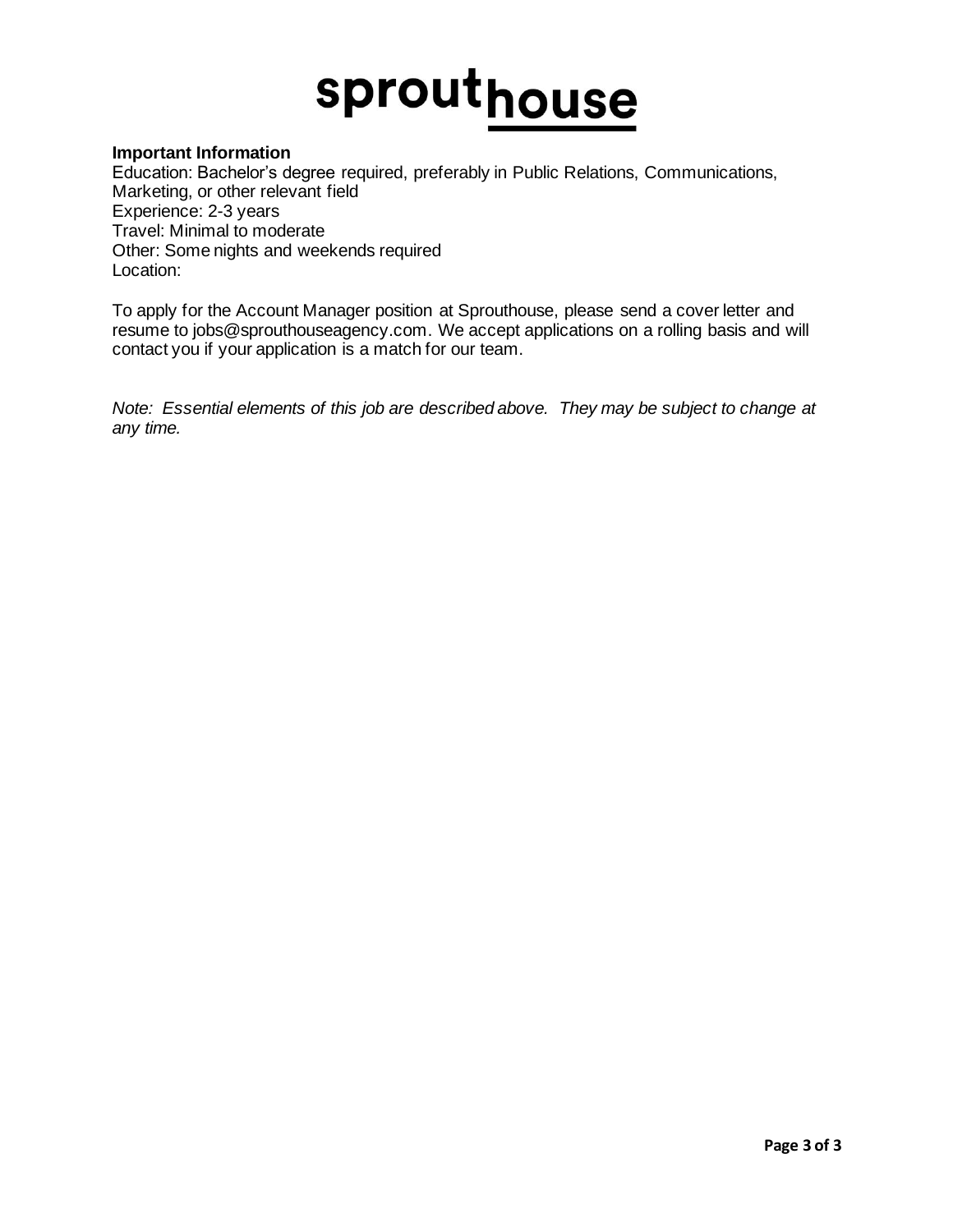**sprouthouse**

**Important Information**

Education: Bachelor's degree required, preferably in Public Relations, Communications, Marketing, or other relevant field
Experience: 2-3 years
Travel: Minimal to moderate
Other: Some nights and weekends required
Location:

To apply for the Account Manager position at Sprouthouse, please send a cover letter and resume to jobs@sprouthouseagency.com. We accept applications on a rolling basis and will contact you if your application is a match for our team.

*Note: Essential elements of this job are described above. They may be subject to change at any time.*